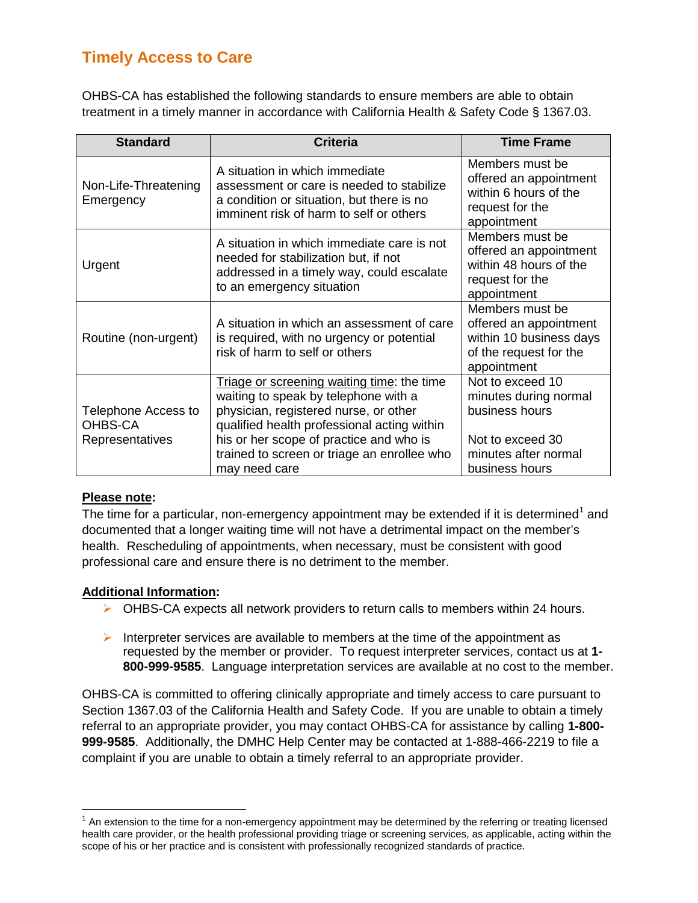## Timely Access to Care

OHBS-CA has established the following standards to ensure members are able to obtain treatment in a timely manner in accordance with California Health & Safety Code § 1367.03.

| Standard | Criteria | Time Frame |
|---|---|---|
| Non-Life-Threatening Emergency | A situation in which immediate assessment or care is needed to stabilize a condition or situation, but there is no imminent risk of harm to self or others | Members must be offered an appointment within 6 hours of the request for the appointment |
| Urgent | A situation in which immediate care is not needed for stabilization but, if not addressed in a timely way, could escalate to an emergency situation | Members must be offered an appointment within 48 hours of the request for the appointment |
| Routine (non-urgent) | A situation in which an assessment of care is required, with no urgency or potential risk of harm to self or others | Members must be offered an appointment within 10 business days of the request for the appointment |
| Telephone Access to OHBS-CA Representatives | Triage or screening waiting time: the time waiting to speak by telephone with a physician, registered nurse, or other qualified health professional acting within his or her scope of practice and who is trained to screen or triage an enrollee who may need care | Not to exceed 10 minutes during normal business hours<br><br>Not to exceed 30 minutes after normal business hours |

**Please note:**

The time for a particular, non-emergency appointment may be extended if it is determined[1] and documented that a longer waiting time will not have a detrimental impact on the member's health. Rescheduling of appointments, when necessary, must be consistent with good professional care and ensure there is no detriment to the member.

**Additional Information:**

- OHBS-CA expects all network providers to return calls to members within 24 hours.
- Interpreter services are available to members at the time of the appointment as requested by the member or provider. To request interpreter services, contact us at **1-800-999-9585**. Language interpretation services are available at no cost to the member.

OHBS-CA is committed to offering clinically appropriate and timely access to care pursuant to Section 1367.03 of the California Health and Safety Code. If you are unable to obtain a timely referral to an appropriate provider, you may contact OHBS-CA for assistance by calling **1-800-999-9585**. Additionally, the DMHC Help Center may be contacted at 1-888-466-2219 to file a complaint if you are unable to obtain a timely referral to an appropriate provider.

[1] An extension to the time for a non-emergency appointment may be determined by the referring or treating licensed health care provider, or the health professional providing triage or screening services, as applicable, acting within the scope of his or her practice and is consistent with professionally recognized standards of practice.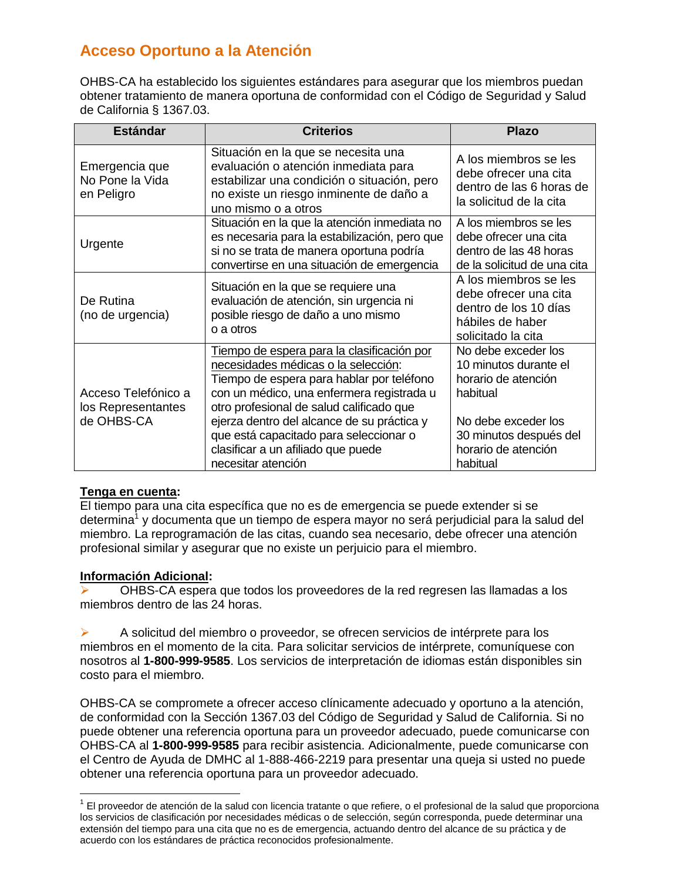## Acceso Oportuno a la Atención

OHBS-CA ha establecido los siguientes estándares para asegurar que los miembros puedan obtener tratamiento de manera oportuna de conformidad con el Código de Seguridad y Salud de California § 1367.03.

| Estándar | Criterios | Plazo |
|---|---|---|
| Emergencia que No Pone la Vida en Peligro | Situación en la que se necesita una evaluación o atención inmediata para estabilizar una condición o situación, pero no existe un riesgo inminente de daño a uno mismo o a otros | A los miembros se les debe ofrecer una cita dentro de las 6 horas de la solicitud de la cita |
| Urgente | Situación en la que la atención inmediata no es necesaria para la estabilización, pero que si no se trata de manera oportuna podría convertirse en una situación de emergencia | A los miembros se les debe ofrecer una cita dentro de las 48 horas de la solicitud de una cita |
| De Rutina (no de urgencia) | Situación en la que se requiere una evaluación de atención, sin urgencia ni posible riesgo de daño a uno mismo o a otros | A los miembros se les debe ofrecer una cita dentro de los 10 días hábiles de haber solicitado la cita |
| Acceso Telefónico a los Representantes de OHBS-CA | <u>Tiempo de espera para la clasificación por necesidades médicas o la selección</u>: Tiempo de espera para hablar por teléfono con un médico, una enfermera registrada u otro profesional de salud calificado que ejerza dentro del alcance de su práctica y que está capacitado para seleccionar o clasificar a un afiliado que puede necesitar atención | No debe exceder los 10 minutos durante el horario de atención habitual<br><br>No debe exceder los 30 minutos después del horario de atención habitual |

**<u>Tenga en cuenta</u>:**
El tiempo para una cita específica que no es de emergencia se puede extender si se determina[1] y documenta que un tiempo de espera mayor no será perjudicial para la salud del miembro. La reprogramación de las citas, cuando sea necesario, debe ofrecer una atención profesional similar y asegurar que no existe un perjuicio para el miembro.

**<u>Información Adicional</u>:**

- OHBS-CA espera que todos los proveedores de la red regresen las llamadas a los miembros dentro de las 24 horas.

- A solicitud del miembro o proveedor, se ofrecen servicios de intérprete para los miembros en el momento de la cita. Para solicitar servicios de intérprete, comuníquese con nosotros al **1-800-999-9585**. Los servicios de interpretación de idiomas están disponibles sin costo para el miembro.

OHBS-CA se compromete a ofrecer acceso clínicamente adecuado y oportuno a la atención, de conformidad con la Sección 1367.03 del Código de Seguridad y Salud de California. Si no puede obtener una referencia oportuna para un proveedor adecuado, puede comunicarse con OHBS-CA al **1-800-999-9585** para recibir asistencia. Adicionalmente, puede comunicarse con el Centro de Ayuda de DMHC al 1-888-466-2219 para presentar una queja si usted no puede obtener una referencia oportuna para un proveedor adecuado.

---

[1] El proveedor de atención de la salud con licencia tratante o que refiere, o el profesional de la salud que proporciona los servicios de clasificación por necesidades médicas o de selección, según corresponda, puede determinar una extensión del tiempo para una cita que no es de emergencia, actuando dentro del alcance de su práctica y de acuerdo con los estándares de práctica reconocidos profesionalmente.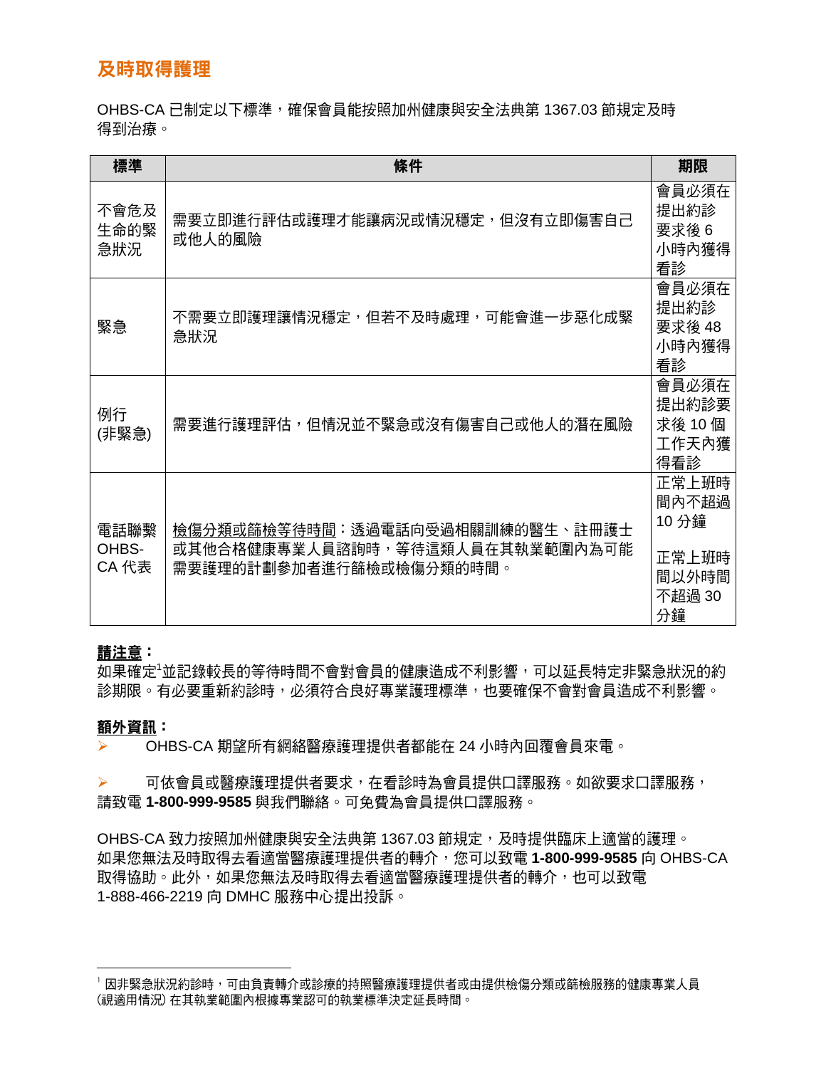## 及時取得護理

OHBS-CA 已制定以下標準，確保會員能按照加州健康與安全法典第 1367.03 節規定及時得到治療。

| 標準 | 條件 | 期限 |
| --- | --- | --- |
| 不會危及生命的緊急狀況 | 需要立即進行評估或護理才能讓病況或情況穩定，但沒有立即傷害自己或他人的風險 | 會員必須在提出約診要求後 6 小時內獲得看診 |
| 緊急 | 不需要立即護理讓情況穩定，但若不及時處理，可能會進一步惡化成緊急狀況 | 會員必須在提出約診要求後 48 小時內獲得看診 |
| 例行 (非緊急) | 需要進行護理評估，但情況並不緊急或沒有傷害自己或他人的潛在風險 | 會員必須在提出約診要求後 10 個工作天內獲得看診 |
| 電話聯繫 OHBS-CA 代表 | <u>檢傷分類或篩檢等待時間</u>：透過電話向受過相關訓練的醫生、註冊護士或其他合格健康專業人員諮詢時，等待這類人員在其執業範圍內為可能需要護理的計劃參加者進行篩檢或檢傷分類的時間。 | 正常上班時間內不超過 10 分鐘<br><br>正常上班時間以外時間不超過 30 分鐘 |

**<u>請注意</u>：**
如果確定[1]並記錄較長的等待時間不會對會員的健康造成不利影響，可以延長特定非緊急狀況的約診期限。有必要重新約診時，必須符合良好專業護理標準，也要確保不會對會員造成不利影響。

**<u>額外資訊</u>：**

- OHBS-CA 期望所有網絡醫療護理提供者都能在 24 小時內回覆會員來電。

- 可依會員或醫療護理提供者要求，在看診時為會員提供口譯服務。如欲要求口譯服務，請致電 **1-800-999-9585** 與我們聯絡。可免費為會員提供口譯服務。

OHBS-CA 致力按照加州健康與安全法典第 1367.03 節規定，及時提供臨床上適當的護理。如果您無法及時取得去看適當醫療護理提供者的轉介，您可以致電 **1-800-999-9585** 向 OHBS-CA 取得協助。此外，如果您無法及時取得去看適當醫療護理提供者的轉介，也可以致電 1-888-466-2219 向 DMHC 服務中心提出投訴。

---

[1] 因非緊急狀況約診時，可由負責轉介或診療的持照醫療護理提供者或由提供檢傷分類或篩檢服務的健康專業人員(視適用情況) 在其執業範圍內根據專業認可的執業標準決定延長時間。